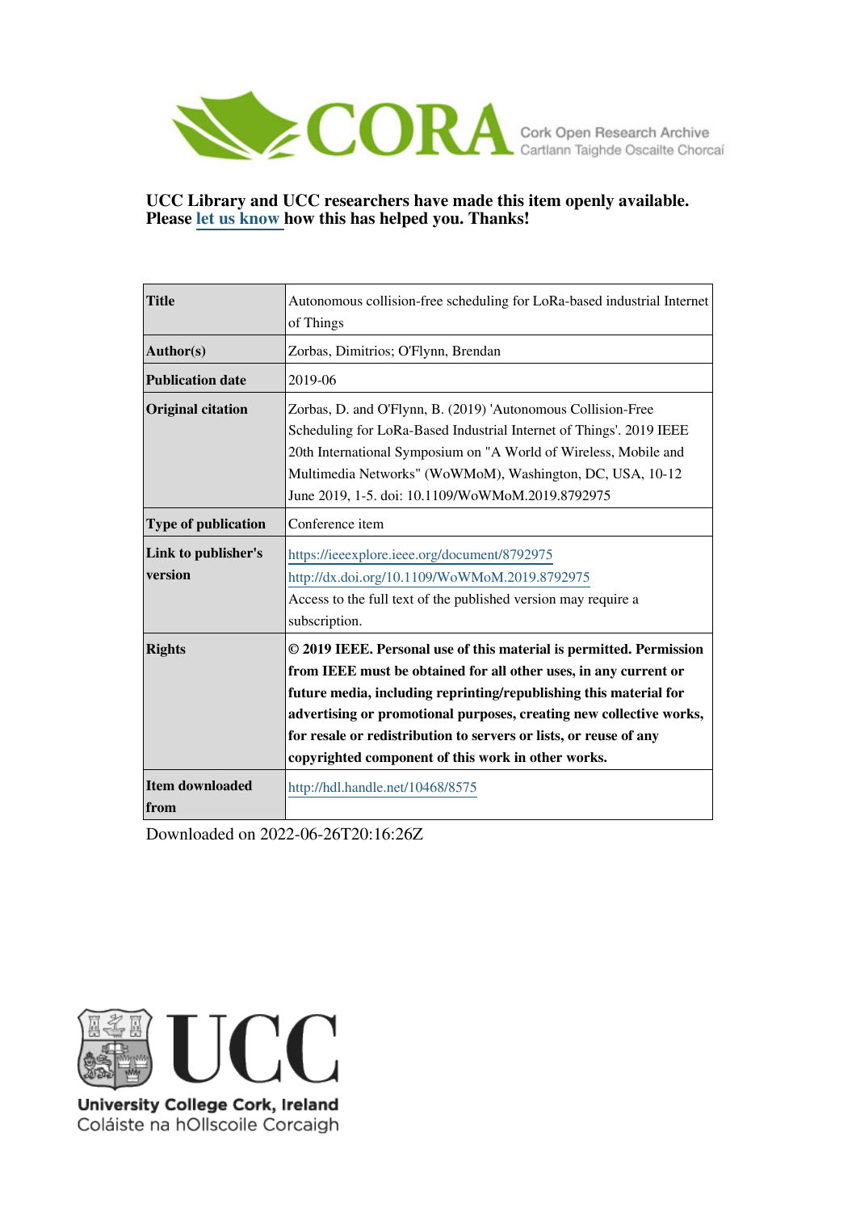CORA Cork Open Research Archive
Cartlann Taighde Oscailte Chorcaí

**UCC Library and UCC researchers have made this item openly available. Please let us know how this has helped you. Thanks!**

| | |
|---|---|
| **Title** | Autonomous collision-free scheduling for LoRa-based industrial Internet of Things |
| **Author(s)** | Zorbas, Dimitrios; O'Flynn, Brendan |
| **Publication date** | 2019-06 |
| **Original citation** | Zorbas, D. and O'Flynn, B. (2019) 'Autonomous Collision-Free Scheduling for LoRa-Based Industrial Internet of Things'. 2019 IEEE 20th International Symposium on "A World of Wireless, Mobile and Multimedia Networks" (WoWMoM), Washington, DC, USA, 10-12 June 2019, 1-5. doi: 10.1109/WoWMoM.2019.8792975 |
| **Type of publication** | Conference item |
| **Link to publisher's version** | https://ieeexplore.ieee.org/document/8792975 http://dx.doi.org/10.1109/WoWMoM.2019.8792975 Access to the full text of the published version may require a subscription. |
| **Rights** | **© 2019 IEEE. Personal use of this material is permitted. Permission from IEEE must be obtained for all other uses, in any current or future media, including reprinting/republishing this material for advertising or promotional purposes, creating new collective works, for resale or redistribution to servers or lists, or reuse of any copyrighted component of this work in other works.** |
| **Item downloaded from** | http://hdl.handle.net/10468/8575 |

Downloaded on 2022-06-26T20:16:26Z

University College Cork, Ireland
Coláiste na hOllscoile Corcaigh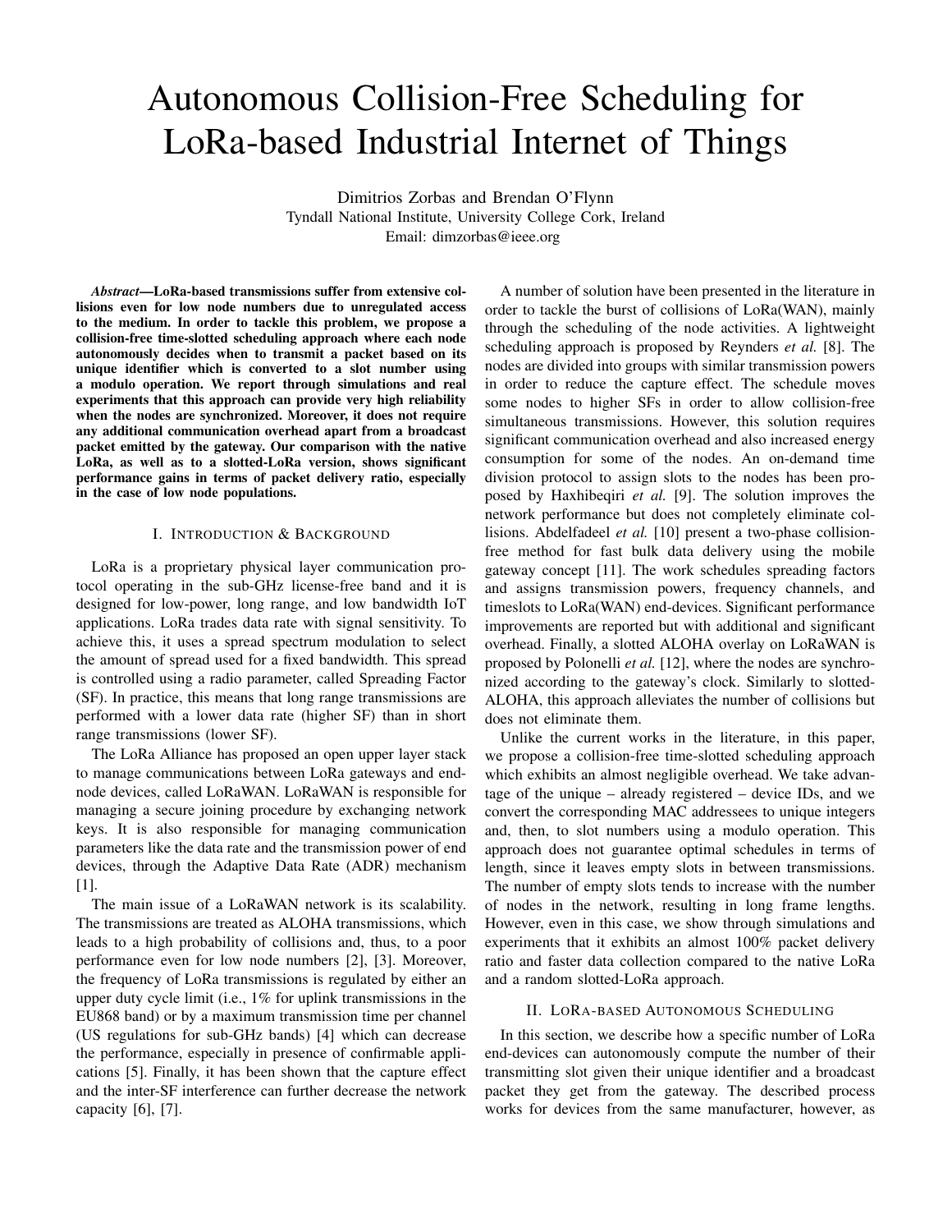# Autonomous Collision-Free Scheduling for LoRa-based Industrial Internet of Things

Dimitrios Zorbas and Brendan O'Flynn
Tyndall National Institute, University College Cork, Ireland
Email: dimzorbas@ieee.org

***Abstract*—LoRa-based transmissions suffer from extensive collisions even for low node numbers due to unregulated access to the medium. In order to tackle this problem, we propose a collision-free time-slotted scheduling approach where each node autonomously decides when to transmit a packet based on its unique identifier which is converted to a slot number using a modulo operation. We report through simulations and real experiments that this approach can provide very high reliability when the nodes are synchronized. Moreover, it does not require any additional communication overhead apart from a broadcast packet emitted by the gateway. Our comparison with the native LoRa, as well as to a slotted-LoRa version, shows significant performance gains in terms of packet delivery ratio, especially in the case of low node populations.**

## I. Introduction & Background

LoRa is a proprietary physical layer communication protocol operating in the sub-GHz license-free band and it is designed for low-power, long range, and low bandwidth IoT applications. LoRa trades data rate with signal sensitivity. To achieve this, it uses a spread spectrum modulation to select the amount of spread used for a fixed bandwidth. This spread is controlled using a radio parameter, called Spreading Factor (SF). In practice, this means that long range transmissions are performed with a lower data rate (higher SF) than in short range transmissions (lower SF).

The LoRa Alliance has proposed an open upper layer stack to manage communications between LoRa gateways and end-node devices, called LoRaWAN. LoRaWAN is responsible for managing a secure joining procedure by exchanging network keys. It is also responsible for managing communication parameters like the data rate and the transmission power of end devices, through the Adaptive Data Rate (ADR) mechanism [1].

The main issue of a LoRaWAN network is its scalability. The transmissions are treated as ALOHA transmissions, which leads to a high probability of collisions and, thus, to a poor performance even for low node numbers [2], [3]. Moreover, the frequency of LoRa transmissions is regulated by either an upper duty cycle limit (i.e., 1% for uplink transmissions in the EU868 band) or by a maximum transmission time per channel (US regulations for sub-GHz bands) [4] which can decrease the performance, especially in presence of confirmable applications [5]. Finally, it has been shown that the capture effect and the inter-SF interference can further decrease the network capacity [6], [7].

A number of solution have been presented in the literature in order to tackle the burst of collisions of LoRa(WAN), mainly through the scheduling of the node activities. A lightweight scheduling approach is proposed by Reynders *et al.* [8]. The nodes are divided into groups with similar transmission powers in order to reduce the capture effect. The schedule moves some nodes to higher SFs in order to allow collision-free simultaneous transmissions. However, this solution requires significant communication overhead and also increased energy consumption for some of the nodes. An on-demand time division protocol to assign slots to the nodes has been proposed by Haxhibeqiri *et al.* [9]. The solution improves the network performance but does not completely eliminate collisions. Abdelfadeel *et al.* [10] present a two-phase collision-free method for fast bulk data delivery using the mobile gateway concept [11]. The work schedules spreading factors and assigns transmission powers, frequency channels, and timeslots to LoRa(WAN) end-devices. Significant performance improvements are reported but with additional and significant overhead. Finally, a slotted ALOHA overlay on LoRaWAN is proposed by Polonelli *et al.* [12], where the nodes are synchronized according to the gateway's clock. Similarly to slotted-ALOHA, this approach alleviates the number of collisions but does not eliminate them.

Unlike the current works in the literature, in this paper, we propose a collision-free time-slotted scheduling approach which exhibits an almost negligible overhead. We take advantage of the unique – already registered – device IDs, and we convert the corresponding MAC addressees to unique integers and, then, to slot numbers using a modulo operation. This approach does not guarantee optimal schedules in terms of length, since it leaves empty slots in between transmissions. The number of empty slots tends to increase with the number of nodes in the network, resulting in long frame lengths. However, even in this case, we show through simulations and experiments that it exhibits an almost 100% packet delivery ratio and faster data collection compared to the native LoRa and a random slotted-LoRa approach.

## II. LoRa-based Autonomous Scheduling

In this section, we describe how a specific number of LoRa end-devices can autonomously compute the number of their transmitting slot given their unique identifier and a broadcast packet they get from the gateway. The described process works for devices from the same manufacturer, however, as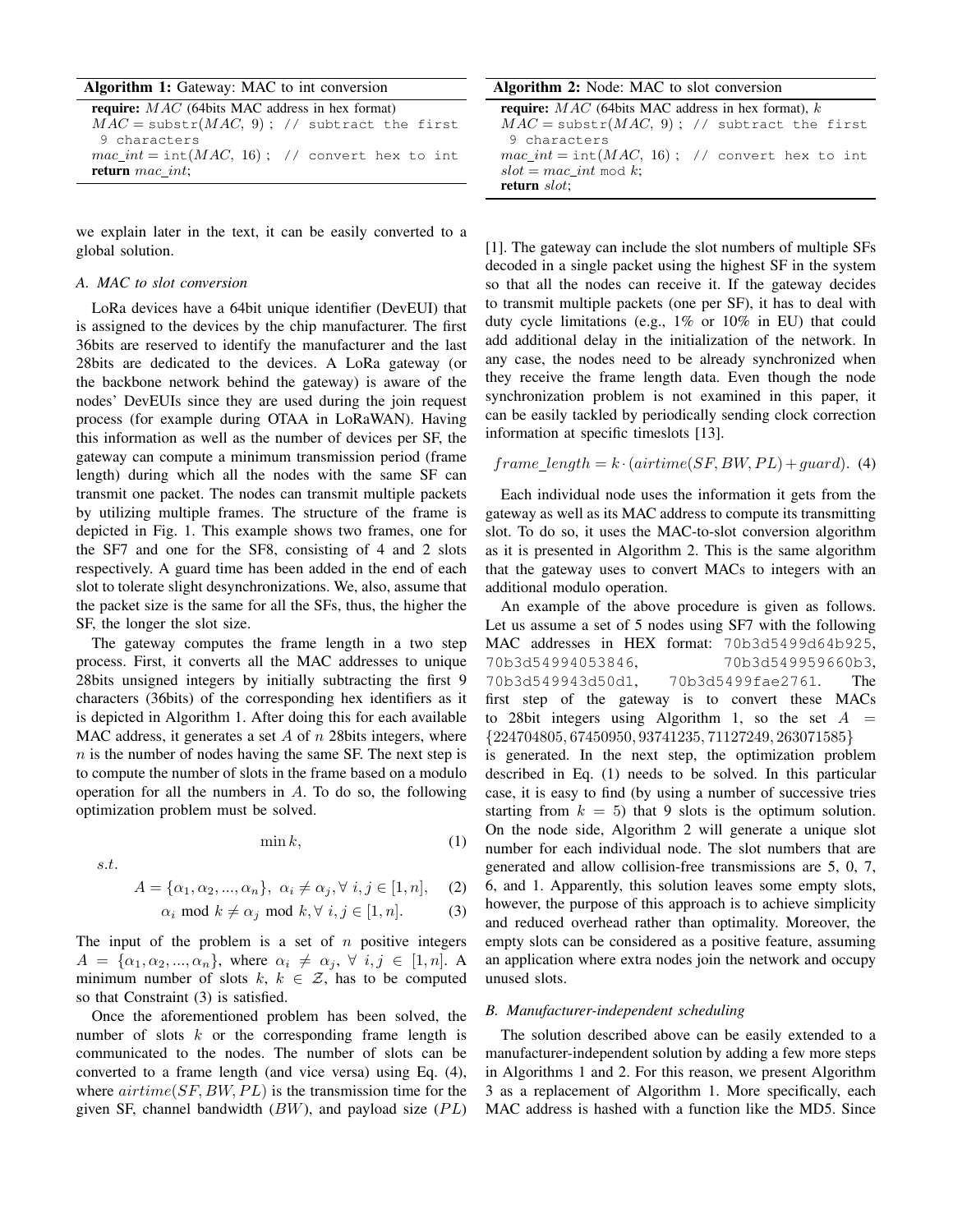**Algorithm 1:** Gateway: MAC to int conversion

```
require: MAC (64bits MAC address in hex format)
MAC = substr(MAC, 9) ; // subtract the first 9 characters
mac_int = int(MAC, 16) ; // convert hex to int
return mac_int;
```

we explain later in the text, it can be easily converted to a global solution.

### A. MAC to slot conversion

LoRa devices have a 64bit unique identifier (DevEUI) that is assigned to the devices by the chip manufacturer. The first 36bits are reserved to identify the manufacturer and the last 28bits are dedicated to the devices. A LoRa gateway (or the backbone network behind the gateway) is aware of the nodes' DevEUIs since they are used during the join request process (for example during OTAA in LoRaWAN). Having this information as well as the number of devices per SF, the gateway can compute a minimum transmission period (frame length) during which all the nodes with the same SF can transmit one packet. The nodes can transmit multiple packets by utilizing multiple frames. The structure of the frame is depicted in Fig. 1. This example shows two frames, one for the SF7 and one for the SF8, consisting of 4 and 2 slots respectively. A guard time has been added in the end of each slot to tolerate slight desynchronizations. We, also, assume that the packet size is the same for all the SFs, thus, the higher the SF, the longer the slot size.

The gateway computes the frame length in a two step process. First, it converts all the MAC addresses to unique 28bits unsigned integers by initially subtracting the first 9 characters (36bits) of the corresponding hex identifiers as it is depicted in Algorithm 1. After doing this for each available MAC address, it generates a set $A$ of $n$ 28bits integers, where $n$ is the number of nodes having the same SF. The next step is to compute the number of slots in the frame based on a modulo operation for all the numbers in $A$. To do so, the following optimization problem must be solved.

$$\min k, \tag{1}$$

$s.t.$

$$A = \{\alpha_1, \alpha_2, ..., \alpha_n\},\ \alpha_i \neq \alpha_j, \forall\ i, j \in [1, n], \tag{2}$$

$$\alpha_i \bmod k \neq \alpha_j \bmod k, \forall\ i, j \in [1, n]. \tag{3}$$

The input of the problem is a set of $n$ positive integers $A = \{\alpha_1, \alpha_2, ..., \alpha_n\}$, where $\alpha_i \neq \alpha_j$, $\forall\ i, j \in [1, n]$. A minimum number of slots $k$, $k \in \mathcal{Z}$, has to be computed so that Constraint (3) is satisfied.

Once the aforementioned problem has been solved, the number of slots $k$ or the corresponding frame length is communicated to the nodes. The number of slots can be converted to a frame length (and vice versa) using Eq. (4), where $airtime(SF, BW, PL)$ is the transmission time for the given SF, channel bandwidth ($BW$), and payload size ($PL$) [1]. The gateway can include the slot numbers of multiple SFs decoded in a single packet using the highest SF in the system so that all the nodes can receive it. If the gateway decides to transmit multiple packets (one per SF), it has to deal with duty cycle limitations (e.g., 1% or 10% in EU) that could add additional delay in the initialization of the network. In any case, the nodes need to be already synchronized when they receive the frame length data. Even though the node synchronization problem is not examined in this paper, it can be easily tackled by periodically sending clock correction information at specific timeslots [13].

$$frame\_length = k \cdot (airtime(SF, BW, PL) + guard). \tag{4}$$

**Algorithm 2:** Node: MAC to slot conversion

```
require: MAC (64bits MAC address in hex format), k
MAC = substr(MAC, 9) ; // subtract the first 9 characters
mac_int = int(MAC, 16) ; // convert hex to int
slot = mac_int mod k;
return slot;
```

Each individual node uses the information it gets from the gateway as well as its MAC address to compute its transmitting slot. To do so, it uses the MAC-to-slot conversion algorithm as it is presented in Algorithm 2. This is the same algorithm that the gateway uses to convert MACs to integers with an additional modulo operation.

An example of the above procedure is given as follows. Let us assume a set of 5 nodes using SF7 with the following MAC addresses in HEX format: `70b3d5499d64b925`, `70b3d54994053846`, `70b3d549959660b3`, `70b3d549943d50d1`, `70b3d5499fae2761`. The first step of the gateway is to convert these MACs to 28bit integers using Algorithm 1, so the set $A = \{224704805, 67450950, 93741235, 71127249, 263071585\}$ is generated. In the next step, the optimization problem described in Eq. (1) needs to be solved. In this particular case, it is easy to find (by using a number of successive tries starting from $k = 5$) that 9 slots is the optimum solution. On the node side, Algorithm 2 will generate a unique slot number for each individual node. The slot numbers that are generated and allow collision-free transmissions are 5, 0, 7, 6, and 1. Apparently, this solution leaves some empty slots, however, the purpose of this approach is to achieve simplicity and reduced overhead rather than optimality. Moreover, the empty slots can be considered as a positive feature, assuming an application where extra nodes join the network and occupy unused slots.

### B. Manufacturer-independent scheduling

The solution described above can be easily extended to a manufacturer-independent solution by adding a few more steps in Algorithms 1 and 2. For this reason, we present Algorithm 3 as a replacement of Algorithm 1. More specifically, each MAC address is hashed with a function like the MD5. Since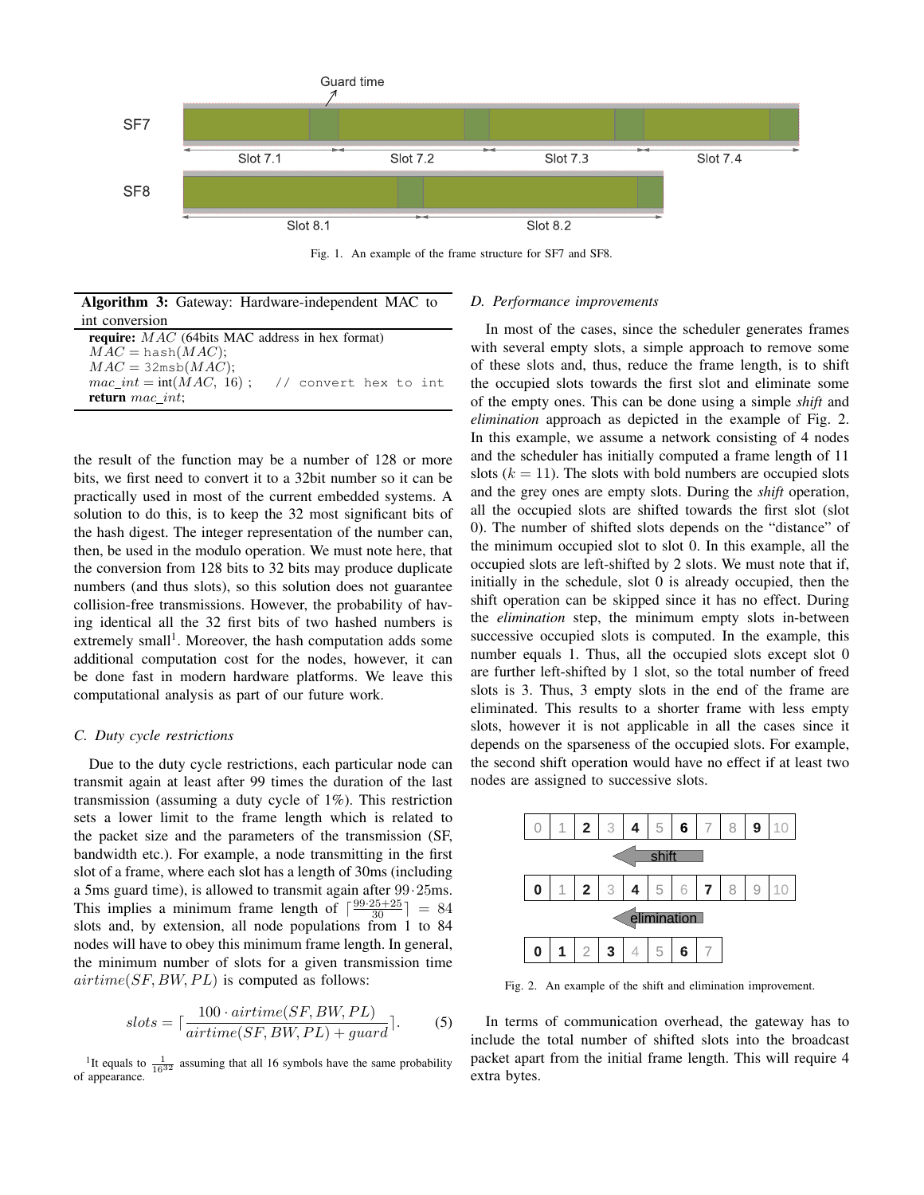Fig. 1. An example of the frame structure for SF7 and SF8.

**Algorithm 3:** Gateway: Hardware-independent MAC to int conversion

```
require: MAC (64bits MAC address in hex format)
MAC = hash(MAC);
MAC = 32msb(MAC);
mac_int = int(MAC, 16) ;    // convert hex to int
return mac_int;
```

the result of the function may be a number of 128 or more bits, we first need to convert it to a 32bit number so it can be practically used in most of the current embedded systems. A solution to do this, is to keep the 32 most significant bits of the hash digest. The integer representation of the number can, then, be used in the modulo operation. We must note here, that the conversion from 128 bits to 32 bits may produce duplicate numbers (and thus slots), so this solution does not guarantee collision-free transmissions. However, the probability of having identical all the 32 first bits of two hashed numbers is extremely small[1]. Moreover, the hash computation adds some additional computation cost for the nodes, however, it can be done fast in modern hardware platforms. We leave this computational analysis as part of our future work.

### C. Duty cycle restrictions

Due to the duty cycle restrictions, each particular node can transmit again at least after 99 times the duration of the last transmission (assuming a duty cycle of 1%). This restriction sets a lower limit to the frame length which is related to the packet size and the parameters of the transmission (SF, bandwidth etc.). For example, a node transmitting in the first slot of a frame, where each slot has a length of 30ms (including a 5ms guard time), is allowed to transmit again after $99 \cdot 25$ms. This implies a minimum frame length of $\lceil \frac{99 \cdot 25 + 25}{30} \rceil = 84$ slots and, by extension, all node populations from 1 to 84 nodes will have to obey this minimum frame length. In general, the minimum number of slots for a given transmission time $airtime(SF, BW, PL)$ is computed as follows:

$$slots = \lceil \frac{100 \cdot airtime(SF, BW, PL)}{airtime(SF, BW, PL) + guard} \rceil. \quad (5)$$

[1] It equals to $\frac{1}{16^{32}}$ assuming that all 16 symbols have the same probability of appearance.

### D. Performance improvements

In most of the cases, since the scheduler generates frames with several empty slots, a simple approach to remove some of these slots and, thus, reduce the frame length, is to shift the occupied slots towards the first slot and eliminate some of the empty ones. This can be done using a simple *shift* and *elimination* approach as depicted in the example of Fig. 2. In this example, we assume a network consisting of 4 nodes and the scheduler has initially computed a frame length of 11 slots ($k = 11$). The slots with bold numbers are occupied slots and the grey ones are empty slots. During the *shift* operation, all the occupied slots are shifted towards the first slot (slot 0). The number of shifted slots depends on the "distance" of the minimum occupied slot to slot 0. In this example, all the occupied slots are left-shifted by 2 slots. We must note that if, initially in the schedule, slot 0 is already occupied, then the shift operation can be skipped since it has no effect. During the *elimination* step, the minimum empty slots in-between successive occupied slots is computed. In the example, this number equals 1. Thus, all the occupied slots except slot 0 are further left-shifted by 1 slot, so the total number of freed slots is 3. Thus, 3 empty slots in the end of the frame are eliminated. This results to a shorter frame with less empty slots, however it is not applicable in all the cases since it depends on the sparseness of the occupied slots. For example, the second shift operation would have no effect if at least two nodes are assigned to successive slots.

Fig. 2. An example of the shift and elimination improvement.

In terms of communication overhead, the gateway has to include the total number of shifted slots into the broadcast packet apart from the initial frame length. This will require 4 extra bytes.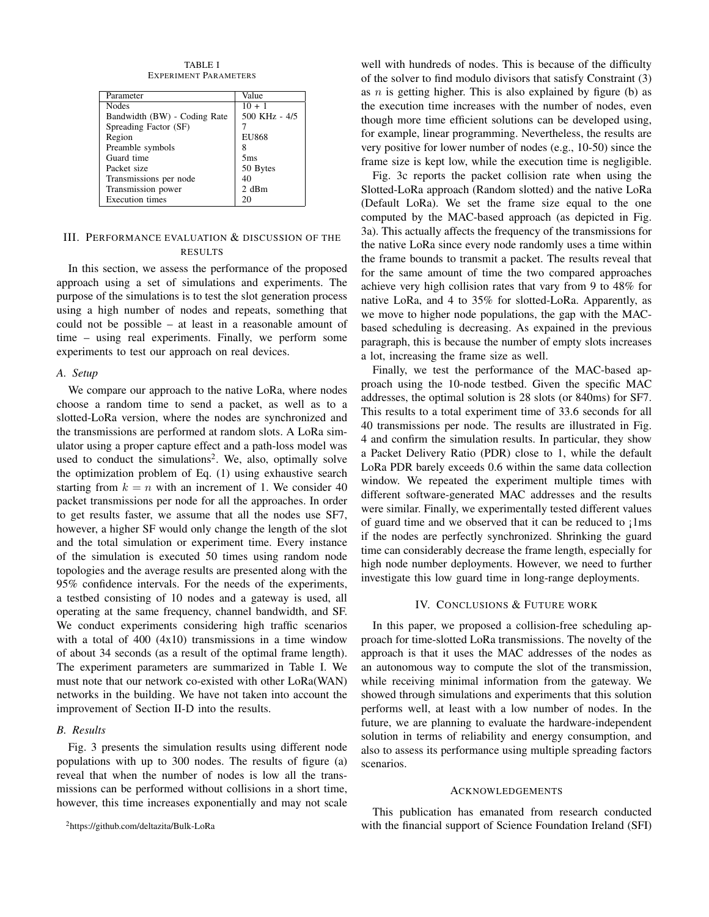TABLE I
EXPERIMENT PARAMETERS

| Parameter | Value |
| --- | --- |
| Nodes | 10 + 1 |
| Bandwidth (BW) - Coding Rate | 500 KHz - 4/5 |
| Spreading Factor (SF) | 7 |
| Region | EU868 |
| Preamble symbols | 8 |
| Guard time | 5ms |
| Packet size | 50 Bytes |
| Transmissions per node | 40 |
| Transmission power | 2 dBm |
| Execution times | 20 |

## III. Performance evaluation & discussion of the results

In this section, we assess the performance of the proposed approach using a set of simulations and experiments. The purpose of the simulations is to test the slot generation process using a high number of nodes and repeats, something that could not be possible – at least in a reasonable amount of time – using real experiments. Finally, we perform some experiments to test our approach on real devices.

### A. Setup

We compare our approach to the native LoRa, where nodes choose a random time to send a packet, as well as to a slotted-LoRa version, where the nodes are synchronized and the transmissions are performed at random slots. A LoRa simulator using a proper capture effect and a path-loss model was used to conduct the simulations[2]. We, also, optimally solve the optimization problem of Eq. (1) using exhaustive search starting from $k = n$ with an increment of 1. We consider 40 packet transmissions per node for all the approaches. In order to get results faster, we assume that all the nodes use SF7, however, a higher SF would only change the length of the slot and the total simulation or experiment time. Every instance of the simulation is executed 50 times using random node topologies and the average results are presented along with the 95% confidence intervals. For the needs of the experiments, a testbed consisting of 10 nodes and a gateway is used, all operating at the same frequency, channel bandwidth, and SF. We conduct experiments considering high traffic scenarios with a total of 400 (4x10) transmissions in a time window of about 34 seconds (as a result of the optimal frame length). The experiment parameters are summarized in Table I. We must note that our network co-existed with other LoRa(WAN) networks in the building. We have not taken into account the improvement of Section II-D into the results.

### B. Results

Fig. 3 presents the simulation results using different node populations with up to 300 nodes. The results of figure (a) reveal that when the number of nodes is low all the transmissions can be performed without collisions in a short time, however, this time increases exponentially and may not scale well with hundreds of nodes. This is because of the difficulty of the solver to find modulo divisors that satisfy Constraint (3) as $n$ is getting higher. This is also explained by figure (b) as the execution time increases with the number of nodes, even though more time efficient solutions can be developed using, for example, linear programming. Nevertheless, the results are very positive for lower number of nodes (e.g., 10-50) since the frame size is kept low, while the execution time is negligible.

Fig. 3c reports the packet collision rate when using the Slotted-LoRa approach (Random slotted) and the native LoRa (Default LoRa). We set the frame size equal to the one computed by the MAC-based approach (as depicted in Fig. 3a). This actually affects the frequency of the transmissions for the native LoRa since every node randomly uses a time within the frame bounds to transmit a packet. The results reveal that for the same amount of time the two compared approaches achieve very high collision rates that vary from 9 to 48% for native LoRa, and 4 to 35% for slotted-LoRa. Apparently, as we move to higher node populations, the gap with the MAC-based scheduling is decreasing. As expained in the previous paragraph, this is because the number of empty slots increases a lot, increasing the frame size as well.

Finally, we test the performance of the MAC-based approach using the 10-node testbed. Given the specific MAC addresses, the optimal solution is 28 slots (or 840ms) for SF7. This results to a total experiment time of 33.6 seconds for all 40 transmissions per node. The results are illustrated in Fig. 4 and confirm the simulation results. In particular, they show a Packet Delivery Ratio (PDR) close to 1, while the default LoRa PDR barely exceeds 0.6 within the same data collection window. We repeated the experiment multiple times with different software-generated MAC addresses and the results were similar. Finally, we experimentally tested different values of guard time and we observed that it can be reduced to ¡1ms if the nodes are perfectly synchronized. Shrinking the guard time can considerably decrease the frame length, especially for high node number deployments. However, we need to further investigate this low guard time in long-range deployments.

## IV. Conclusions & Future work

In this paper, we proposed a collision-free scheduling approach for time-slotted LoRa transmissions. The novelty of the approach is that it uses the MAC addresses of the nodes as an autonomous way to compute the slot of the transmission, while receiving minimal information from the gateway. We showed through simulations and experiments that this solution performs well, at least with a low number of nodes. In the future, we are planning to evaluate the hardware-independent solution in terms of reliability and energy consumption, and also to assess its performance using multiple spreading factors scenarios.

## Acknowledgements

This publication has emanated from research conducted with the financial support of Science Foundation Ireland (SFI)

[2] https://github.com/deltazita/Bulk-LoRa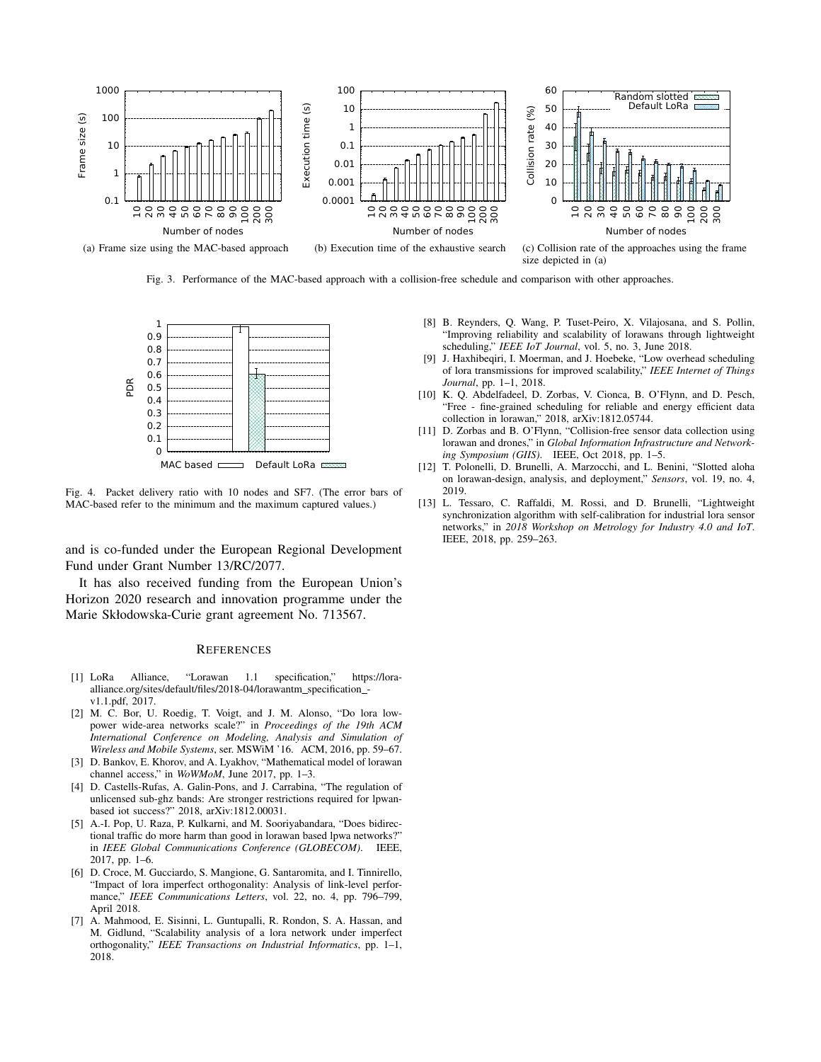1000
100
10
1
0.1
Frame size (s)
10 20 30 40 50 60 70 80 90 100 200 300
Number of nodes

(a) Frame size using the MAC-based approach

100
10
1
0.1
0.01
0.001
0.0001
Execution time (s)
10 20 30 40 50 60 70 80 90 100 200 300
Number of nodes

(b) Execution time of the exhaustive search

60
50
40
30
20
10
0
Collision rate (%)
Random slotted
Default LoRa
10 20 30 40 50 60 70 80 90 100 200 300
Number of nodes

(c) Collision rate of the approaches using the frame size depicted in (a)

Fig. 3. Performance of the MAC-based approach with a collision-free schedule and comparison with other approaches.

1
0.9
0.8
0.7
0.6
0.5
0.4
0.3
0.2
0.1
0
PDR
MAC based
Default LoRa

Fig. 4. Packet delivery ratio with 10 nodes and SF7. (The error bars of MAC-based refer to the minimum and the maximum captured values.)

and is co-funded under the European Regional Development Fund under Grant Number 13/RC/2077.

It has also received funding from the European Union's Horizon 2020 research and innovation programme under the Marie Skłodowska-Curie grant agreement No. 713567.

## References

[1] LoRa Alliance, "Lorawan 1.1 specification," https://lora-alliance.org/sites/default/files/2018-04/lorawantm_specification_-v1.1.pdf, 2017.

[2] M. C. Bor, U. Roedig, T. Voigt, and J. M. Alonso, "Do lora low-power wide-area networks scale?" in *Proceedings of the 19th ACM International Conference on Modeling, Analysis and Simulation of Wireless and Mobile Systems*, ser. MSWiM '16. ACM, 2016, pp. 59–67.

[3] D. Bankov, E. Khorov, and A. Lyakhov, "Mathematical model of lorawan channel access," in *WoWMoM*, June 2017, pp. 1–3.

[4] D. Castells-Rufas, A. Galin-Pons, and J. Carrabina, "The regulation of unlicensed sub-ghz bands: Are stronger restrictions required for lpwan-based iot success?" 2018, arXiv:1812.00031.

[5] A.-I. Pop, U. Raza, P. Kulkarni, and M. Sooriyabandara, "Does bidirectional traffic do more harm than good in lorawan based lpwa networks?" in *IEEE Global Communications Conference (GLOBECOM)*. IEEE, 2017, pp. 1–6.

[6] D. Croce, M. Gucciardo, S. Mangione, G. Santaromita, and I. Tinnirello, "Impact of lora imperfect orthogonality: Analysis of link-level performance," *IEEE Communications Letters*, vol. 22, no. 4, pp. 796–799, April 2018.

[7] A. Mahmood, E. Sisinni, L. Guntupalli, R. Rondon, S. A. Hassan, and M. Gidlund, "Scalability analysis of a lora network under imperfect orthogonality," *IEEE Transactions on Industrial Informatics*, pp. 1–1, 2018.

[8] B. Reynders, Q. Wang, P. Tuset-Peiro, X. Vilajosana, and S. Pollin, "Improving reliability and scalability of lorawans through lightweight scheduling," *IEEE IoT Journal*, vol. 5, no. 3, June 2018.

[9] J. Haxhibeqiri, I. Moerman, and J. Hoebeke, "Low overhead scheduling of lora transmissions for improved scalability," *IEEE Internet of Things Journal*, pp. 1–1, 2018.

[10] K. Q. Abdelfadeel, D. Zorbas, V. Cionca, B. O'Flynn, and D. Pesch, "Free - fine-grained scheduling for reliable and energy efficient data collection in lorawan," 2018, arXiv:1812.05744.

[11] D. Zorbas and B. O'Flynn, "Collision-free sensor data collection using lorawan and drones," in *Global Information Infrastructure and Networking Symposium (GIIS)*. IEEE, Oct 2018, pp. 1–5.

[12] T. Polonelli, D. Brunelli, A. Marzocchi, and L. Benini, "Slotted aloha on lorawan-design, analysis, and deployment," *Sensors*, vol. 19, no. 4, 2019.

[13] L. Tessaro, C. Raffaldi, M. Rossi, and D. Brunelli, "Lightweight synchronization algorithm with self-calibration for industrial lora sensor networks," in *2018 Workshop on Metrology for Industry 4.0 and IoT*. IEEE, 2018, pp. 259–263.